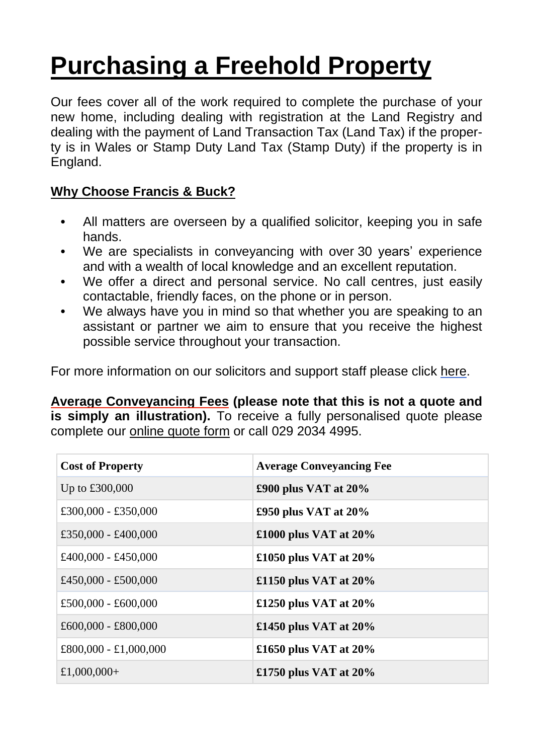# Purchasing a Freehold Property

Our fees cover all of the work required to complete the purchase of your new home, including dealing with registration at the Land Registry and dealing with the payment of Land Transaction Tax (Land Tax) if the property is in Wales or Stamp Duty Land Tax (Stamp Duty) if the property is in England.

## Why Choose Francis & Buck?

- All matters are overseen by a qualified solicitor, keeping you in safe hands.
- We are specialists in conveyancing with over 30 years' experience and with a wealth of local knowledge and an excellent reputation.
- We offer a direct and personal service. No call centres, just easily contactable, friendly faces, on the phone or in person.
- We always have you in mind so that whether you are speaking to an assistant or partner we aim to ensure that you receive the highest possible service throughout your transaction.

For more information on our solicitors and support staff please click here.

**Average Conveyancing Fees (please note that this is not a quote and is simply an illustration).** To receive a fully personalised quote please complete our online quote form or call 029 2034 4995.

| Cost of Property | Average Conveyancing Fee |
|---|---|
| Up to £300,000 | **£900 plus VAT at 20%** |
| £300,000 - £350,000 | **£950 plus VAT at 20%** |
| £350,000 - £400,000 | **£1000 plus VAT at 20%** |
| £400,000 - £450,000 | **£1050 plus VAT at 20%** |
| £450,000 - £500,000 | **£1150 plus VAT at 20%** |
| £500,000 - £600,000 | **£1250 plus VAT at 20%** |
| £600,000 - £800,000 | **£1450 plus VAT at 20%** |
| £800,000 - £1,000,000 | **£1650 plus VAT at 20%** |
| £1,000,000+ | **£1750 plus VAT at 20%** |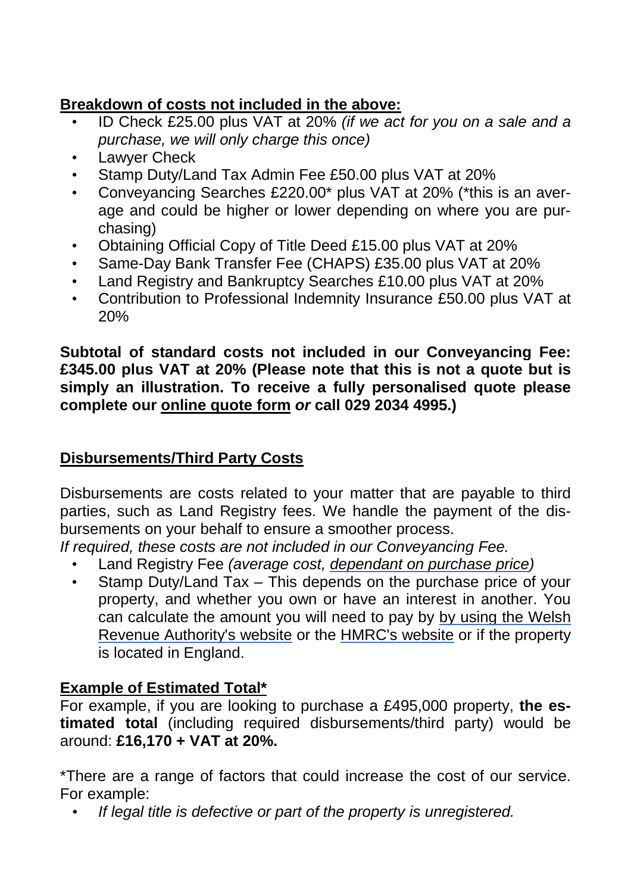**Breakdown of costs not included in the above:**

- ID Check £25.00 plus VAT at 20% *(if we act for you on a sale and a purchase, we will only charge this once)*
- Lawyer Check
- Stamp Duty/Land Tax Admin Fee £50.00 plus VAT at 20%
- Conveyancing Searches £220.00* plus VAT at 20% (*this is an average and could be higher or lower depending on where you are purchasing)
- Obtaining Official Copy of Title Deed £15.00 plus VAT at 20%
- Same-Day Bank Transfer Fee (CHAPS) £35.00 plus VAT at 20%
- Land Registry and Bankruptcy Searches £10.00 plus VAT at 20%
- Contribution to Professional Indemnity Insurance £50.00 plus VAT at 20%

**Subtotal of standard costs not included in our Conveyancing Fee: £345.00 plus VAT at 20% (Please note that this is not a quote but is simply an illustration. To receive a fully personalised quote please complete our online quote form *or* call 029 2034 4995.)**

**Disbursements/Third Party Costs**

Disbursements are costs related to your matter that are payable to third parties, such as Land Registry fees. We handle the payment of the disbursements on your behalf to ensure a smoother process.
*If required, these costs are not included in our Conveyancing Fee.*

- Land Registry Fee *(average cost, dependant on purchase price)*
- Stamp Duty/Land Tax – This depends on the purchase price of your property, and whether you own or have an interest in another. You can calculate the amount you will need to pay by by using the Welsh Revenue Authority's website or the HMRC's website or if the property is located in England.

**Example of Estimated Total***

For example, if you are looking to purchase a £495,000 property, **the estimated total** (including required disbursements/third party) would be around: **£16,170 + VAT at 20%.**

*There are a range of factors that could increase the cost of our service. For example:

- *If legal title is defective or part of the property is unregistered.*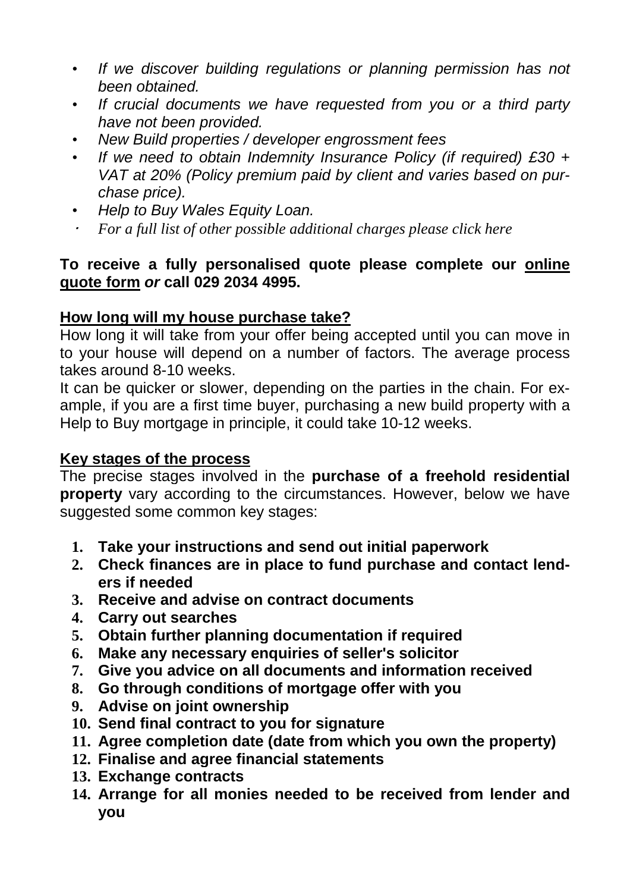- *If we discover building regulations or planning permission has not been obtained.*
- *If crucial documents we have requested from you or a third party have not been provided.*
- *New Build properties / developer engrossment fees*
- *If we need to obtain Indemnity Insurance Policy (if required) £30 + VAT at 20% (Policy premium paid by client and varies based on purchase price).*
- *Help to Buy Wales Equity Loan.*
- *For a full list of other possible additional charges please click here*

**To receive a fully personalised quote please complete our <u>online quote form</u> *or* call 029 2034 4995.**

## <u>How long will my house purchase take?</u>

How long it will take from your offer being accepted until you can move in to your house will depend on a number of factors. The average process takes around 8-10 weeks.

It can be quicker or slower, depending on the parties in the chain. For example, if you are a first time buyer, purchasing a new build property with a Help to Buy mortgage in principle, it could take 10-12 weeks.

## <u>Key stages of the process</u>

The precise stages involved in the **purchase of a freehold residential property** vary according to the circumstances. However, below we have suggested some common key stages:

1. **Take your instructions and send out initial paperwork**
2. **Check finances are in place to fund purchase and contact lenders if needed**
3. **Receive and advise on contract documents**
4. **Carry out searches**
5. **Obtain further planning documentation if required**
6. **Make any necessary enquiries of seller's solicitor**
7. **Give you advice on all documents and information received**
8. **Go through conditions of mortgage offer with you**
9. **Advise on joint ownership**
10. **Send final contract to you for signature**
11. **Agree completion date (date from which you own the property)**
12. **Finalise and agree financial statements**
13. **Exchange contracts**
14. **Arrange for all monies needed to be received from lender and you**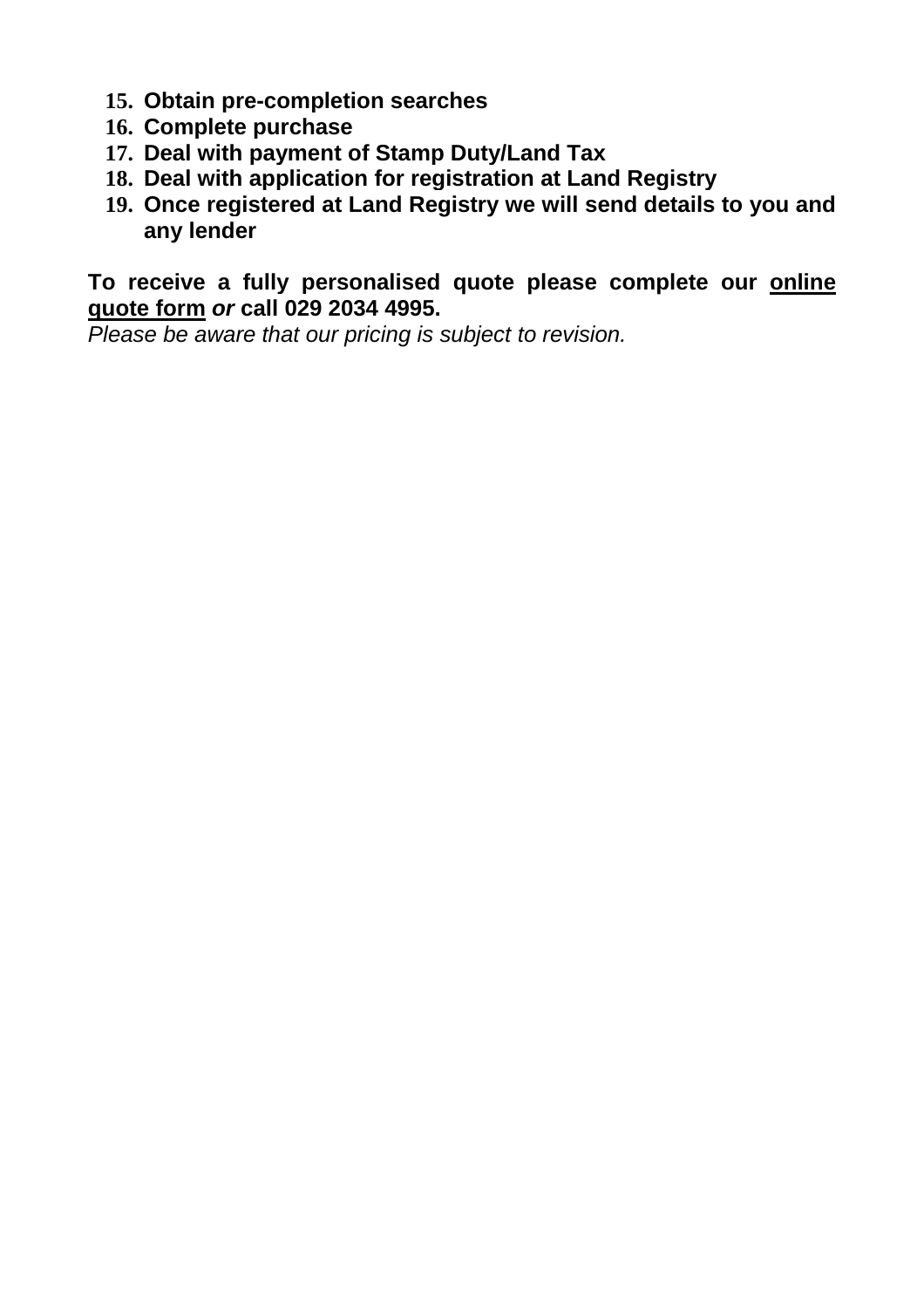15. **Obtain pre-completion searches**
16. **Complete purchase**
17. **Deal with payment of Stamp Duty/Land Tax**
18. **Deal with application for registration at Land Registry**
19. **Once registered at Land Registry we will send details to you and any lender**

**To receive a fully personalised quote please complete our online quote form *or* call 029 2034 4995.**

*Please be aware that our pricing is subject to revision.*